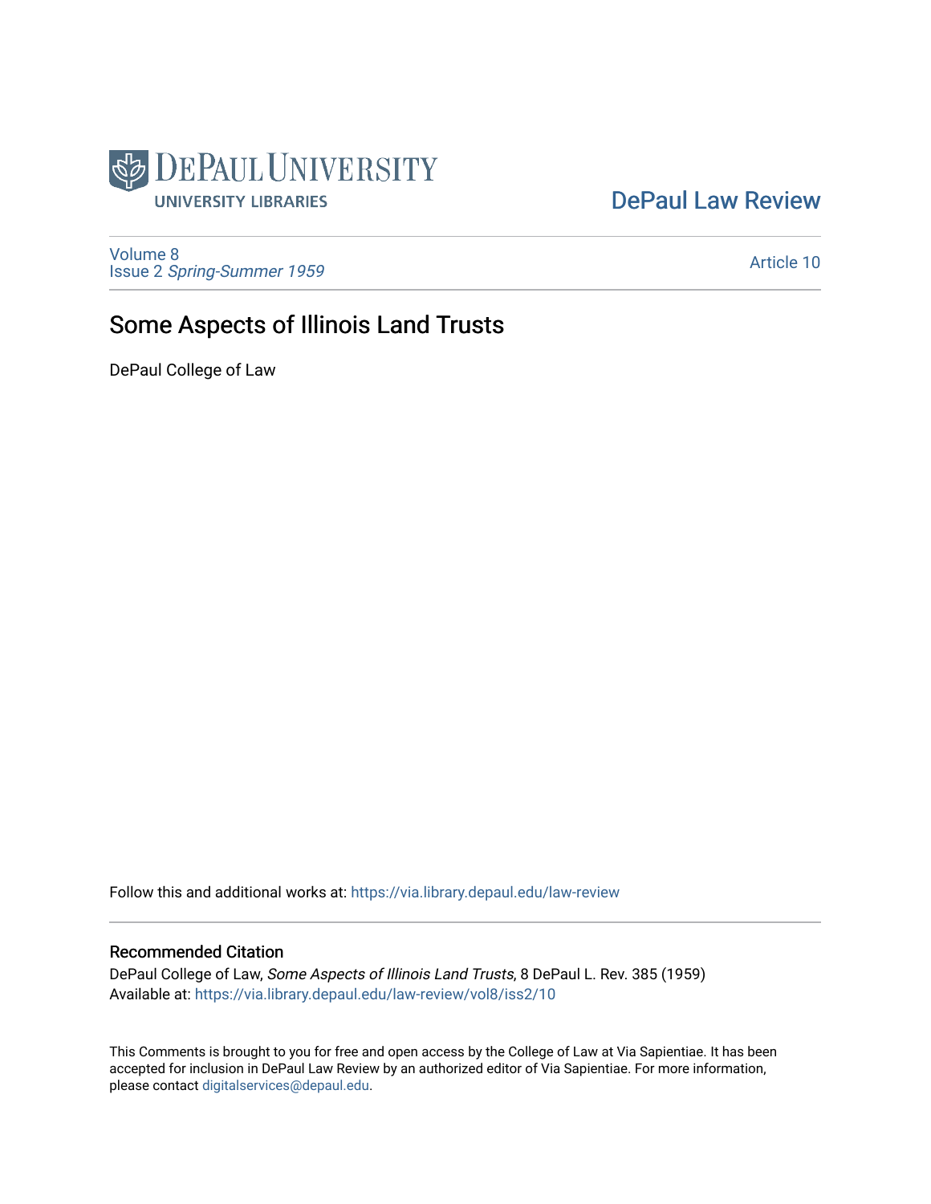DePaul University

University Libraries

DePaul Law Review

Volume 8
Issue 2 *Spring-Summer 1959*

Article 10

# Some Aspects of Illinois Land Trusts

DePaul College of Law

Follow this and additional works at: https://via.library.depaul.edu/law-review

## Recommended Citation

DePaul College of Law, *Some Aspects of Illinois Land Trusts*, 8 DePaul L. Rev. 385 (1959)
Available at: https://via.library.depaul.edu/law-review/vol8/iss2/10

This Comments is brought to you for free and open access by the College of Law at Via Sapientiae. It has been accepted for inclusion in DePaul Law Review by an authorized editor of Via Sapientiae. For more information, please contact digitalservices@depaul.edu.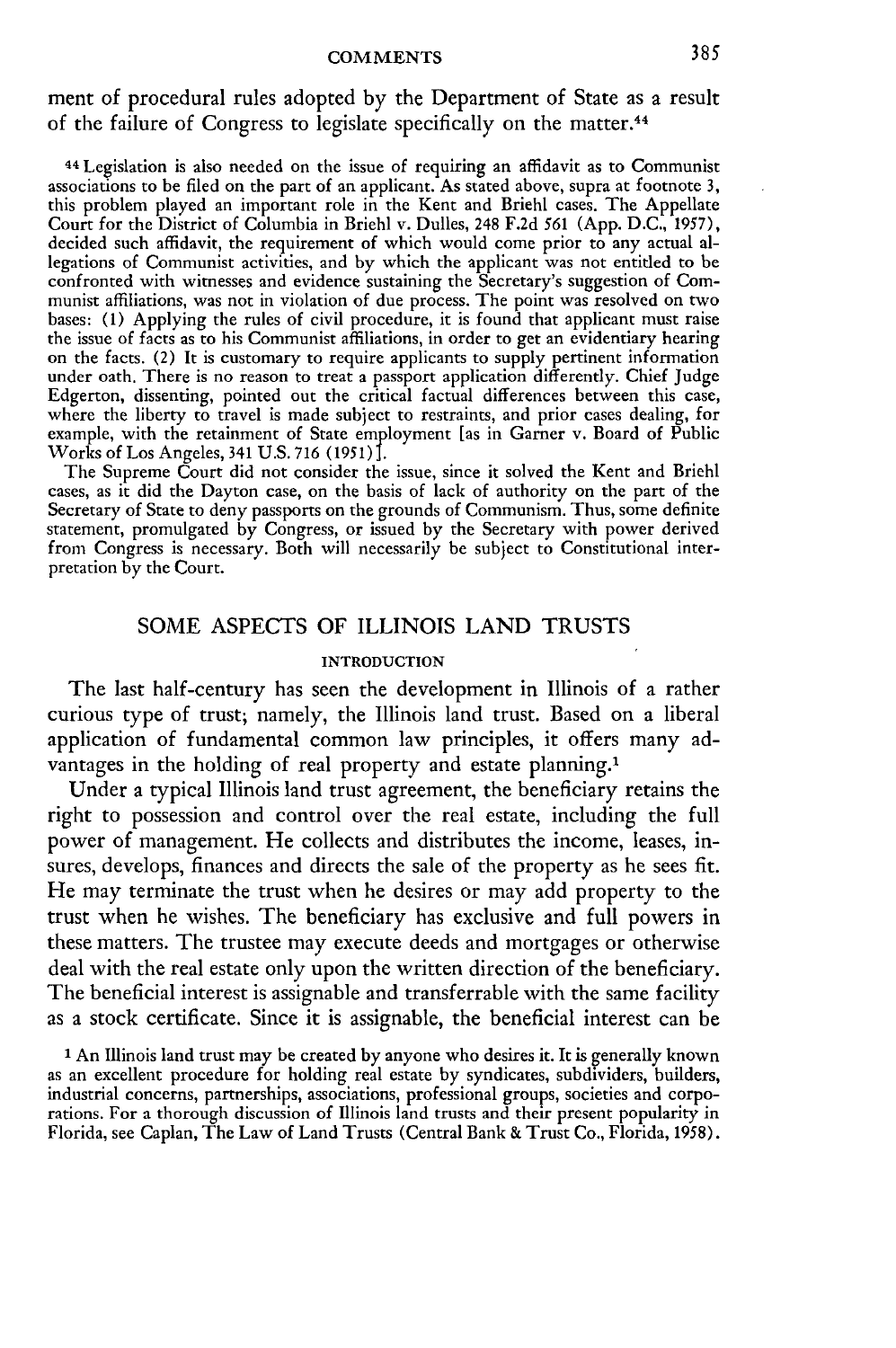ment of procedural rules adopted by the Department of State as a result of the failure of Congress to legislate specifically on the matter.[44]

[44] Legislation is also needed on the issue of requiring an affidavit as to Communist associations to be filed on the part of an applicant. As stated above, supra at footnote 3, this problem played an important role in the Kent and Briehl cases. The Appellate Court for the District of Columbia in Briehl v. Dulles, 248 F.2d 561 (App. D.C., 1957), decided such affidavit, the requirement of which would come prior to any actual allegations of Communist activities, and by which the applicant was not entitled to be confronted with witnesses and evidence sustaining the Secretary's suggestion of Communist affiliations, was not in violation of due process. The point was resolved on two bases: (1) Applying the rules of civil procedure, it is found that applicant must raise the issue of facts as to his Communist affiliations, in order to get an evidentiary hearing on the facts. (2) It is customary to require applicants to supply pertinent information under oath. There is no reason to treat a passport application differently. Chief Judge Edgerton, dissenting, pointed out the critical factual differences between this case, where the liberty to travel is made subject to restraints, and prior cases dealing, for example, with the retainment of State employment [as in Garner v. Board of Public Works of Los Angeles, 341 U.S. 716 (1951)].

The Supreme Court did not consider the issue, since it solved the Kent and Briehl cases, as it did the Dayton case, on the basis of lack of authority on the part of the Secretary of State to deny passports on the grounds of Communism. Thus, some definite statement, promulgated by Congress, or issued by the Secretary with power derived from Congress is necessary. Both will necessarily be subject to Constitutional interpretation by the Court.

## SOME ASPECTS OF ILLINOIS LAND TRUSTS

### INTRODUCTION

The last half-century has seen the development in Illinois of a rather curious type of trust; namely, the Illinois land trust. Based on a liberal application of fundamental common law principles, it offers many advantages in the holding of real property and estate planning.[1]

Under a typical Illinois land trust agreement, the beneficiary retains the right to possession and control over the real estate, including the full power of management. He collects and distributes the income, leases, insures, develops, finances and directs the sale of the property as he sees fit. He may terminate the trust when he desires or may add property to the trust when he wishes. The beneficiary has exclusive and full powers in these matters. The trustee may execute deeds and mortgages or otherwise deal with the real estate only upon the written direction of the beneficiary. The beneficial interest is assignable and transferrable with the same facility as a stock certificate. Since it is assignable, the beneficial interest can be

[1] An Illinois land trust may be created by anyone who desires it. It is generally known as an excellent procedure for holding real estate by syndicates, subdividers, builders, industrial concerns, partnerships, associations, professional groups, societies and corporations. For a thorough discussion of Illinois land trusts and their present popularity in Florida, see Caplan, The Law of Land Trusts (Central Bank & Trust Co., Florida, 1958).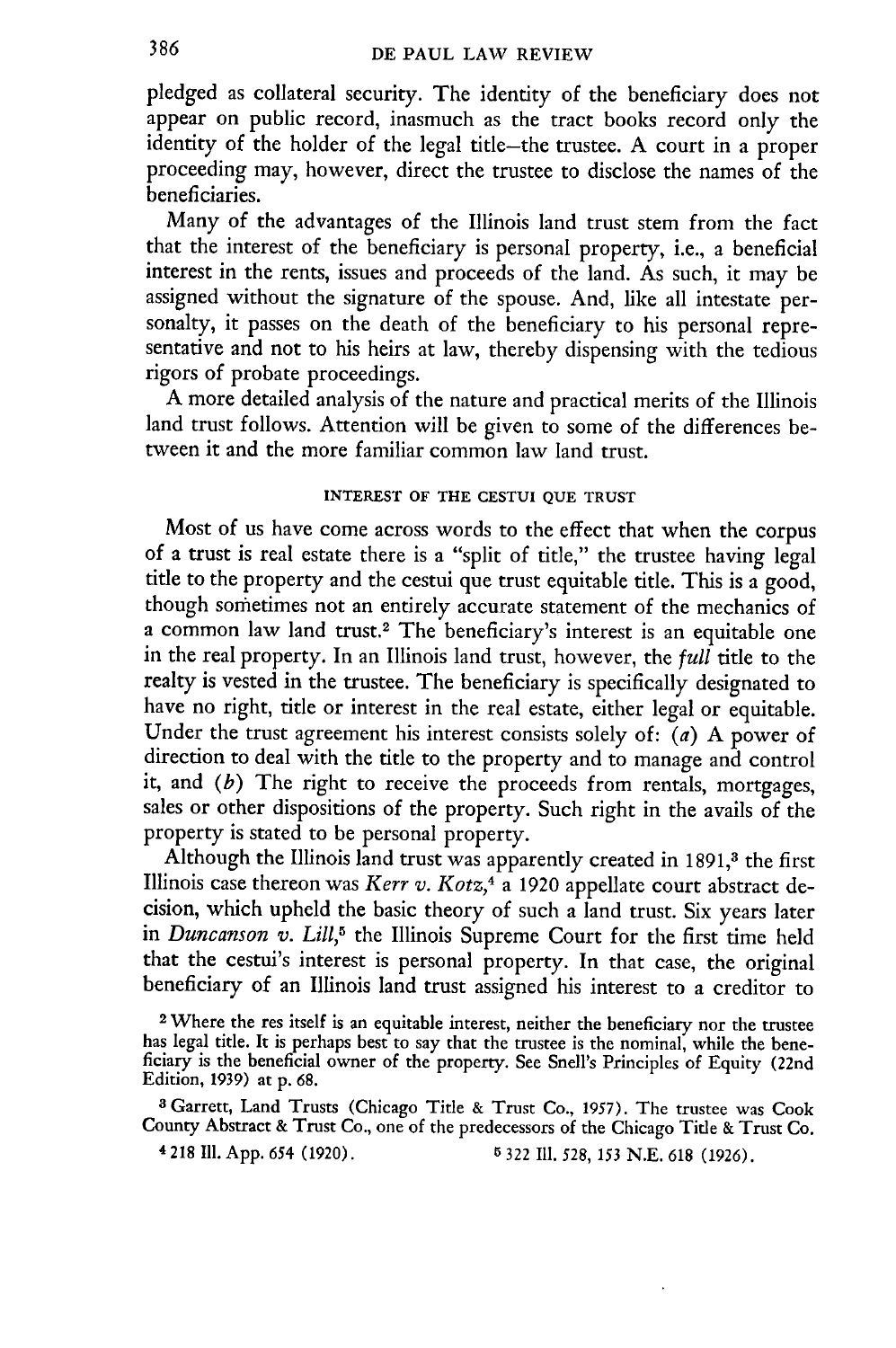pledged as collateral security. The identity of the beneficiary does not appear on public record, inasmuch as the tract books record only the identity of the holder of the legal title—the trustee. A court in a proper proceeding may, however, direct the trustee to disclose the names of the beneficiaries.

Many of the advantages of the Illinois land trust stem from the fact that the interest of the beneficiary is personal property, i.e., a beneficial interest in the rents, issues and proceeds of the land. As such, it may be assigned without the signature of the spouse. And, like all intestate personalty, it passes on the death of the beneficiary to his personal representative and not to his heirs at law, thereby dispensing with the tedious rigors of probate proceedings.

A more detailed analysis of the nature and practical merits of the Illinois land trust follows. Attention will be given to some of the differences between it and the more familiar common law land trust.

## INTEREST OF THE CESTUI QUE TRUST

Most of us have come across words to the effect that when the corpus of a trust is real estate there is a "split of title," the trustee having legal title to the property and the cestui que trust equitable title. This is a good, though sometimes not an entirely accurate statement of the mechanics of a common law land trust.[2] The beneficiary's interest is an equitable one in the real property. In an Illinois land trust, however, the *full* title to the realty is vested in the trustee. The beneficiary is specifically designated to have no right, title or interest in the real estate, either legal or equitable. Under the trust agreement his interest consists solely of: (*a*) A power of direction to deal with the title to the property and to manage and control it, and (*b*) The right to receive the proceeds from rentals, mortgages, sales or other dispositions of the property. Such right in the avails of the property is stated to be personal property.

Although the Illinois land trust was apparently created in 1891,[3] the first Illinois case thereon was *Kerr v. Kotz*,[4] a 1920 appellate court abstract decision, which upheld the basic theory of such a land trust. Six years later in *Duncanson v. Lill*,[5] the Illinois Supreme Court for the first time held that the cestui's interest is personal property. In that case, the original beneficiary of an Illinois land trust assigned his interest to a creditor to

[2] Where the res itself is an equitable interest, neither the beneficiary nor the trustee has legal title. It is perhaps best to say that the trustee is the nominal, while the beneficiary is the beneficial owner of the property. See Snell's Principles of Equity (22nd Edition, 1939) at p. 68.

[3] Garrett, Land Trusts (Chicago Title & Trust Co., 1957). The trustee was Cook County Abstract & Trust Co., one of the predecessors of the Chicago Title & Trust Co.

[4] 218 Ill. App. 654 (1920).

[5] 322 Ill. 528, 153 N.E. 618 (1926).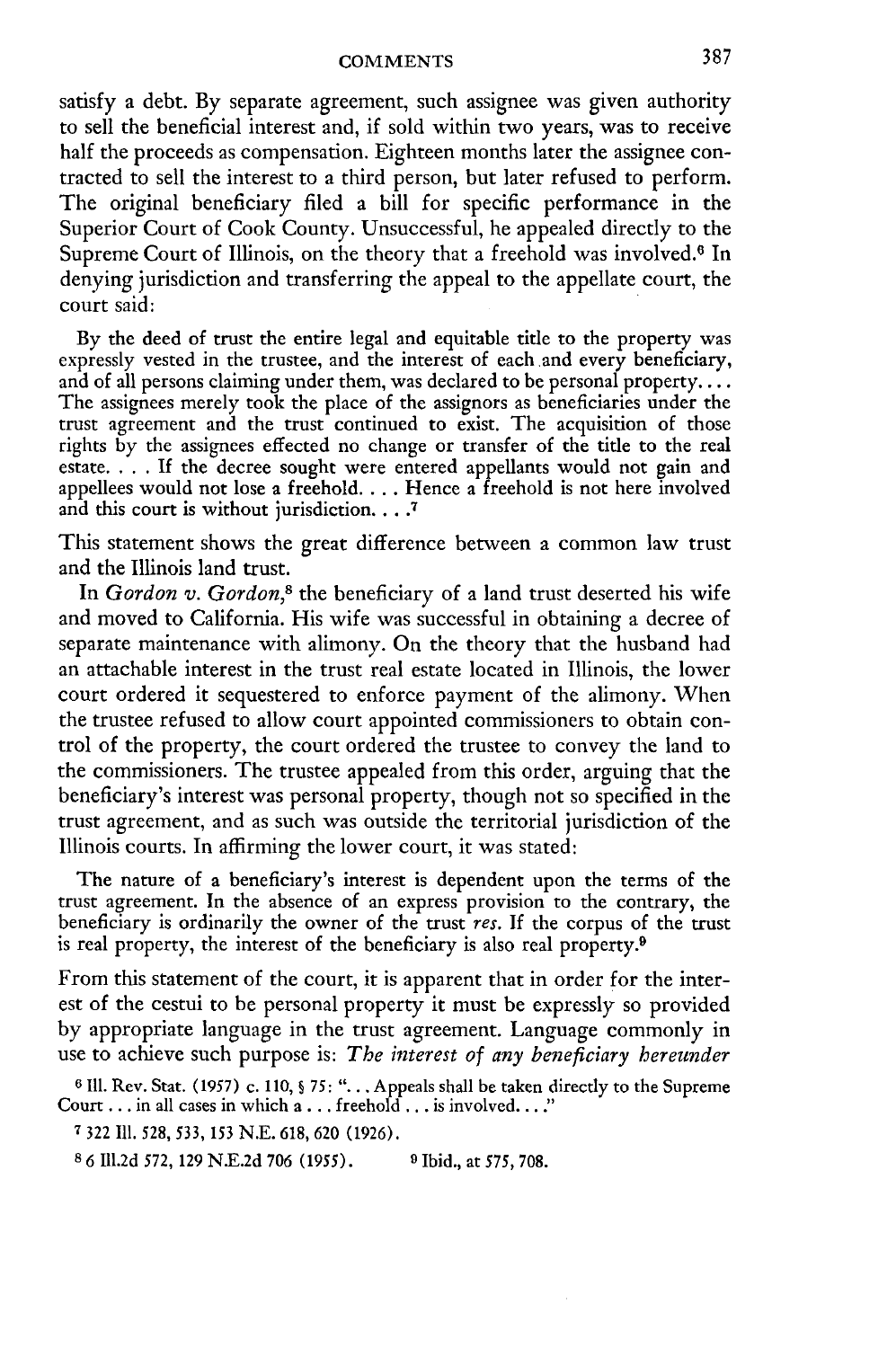satisfy a debt. By separate agreement, such assignee was given authority to sell the beneficial interest and, if sold within two years, was to receive half the proceeds as compensation. Eighteen months later the assignee contracted to sell the interest to a third person, but later refused to perform. The original beneficiary filed a bill for specific performance in the Superior Court of Cook County. Unsuccessful, he appealed directly to the Supreme Court of Illinois, on the theory that a freehold was involved.[6] In denying jurisdiction and transferring the appeal to the appellate court, the court said:

> By the deed of trust the entire legal and equitable title to the property was expressly vested in the trustee, and the interest of each and every beneficiary, and of all persons claiming under them, was declared to be personal property.... The assignees merely took the place of the assignors as beneficiaries under the trust agreement and the trust continued to exist. The acquisition of those rights by the assignees effected no change or transfer of the title to the real estate. . . . If the decree sought were entered appellants would not gain and appellees would not lose a freehold. . . . Hence a freehold is not here involved and this court is without jurisdiction. . . .[7]

This statement shows the great difference between a common law trust and the Illinois land trust.

In *Gordon v. Gordon*,[8] the beneficiary of a land trust deserted his wife and moved to California. His wife was successful in obtaining a decree of separate maintenance with alimony. On the theory that the husband had an attachable interest in the trust real estate located in Illinois, the lower court ordered it sequestered to enforce payment of the alimony. When the trustee refused to allow court appointed commissioners to obtain control of the property, the court ordered the trustee to convey the land to the commissioners. The trustee appealed from this order, arguing that the beneficiary's interest was personal property, though not so specified in the trust agreement, and as such was outside the territorial jurisdiction of the Illinois courts. In affirming the lower court, it was stated:

> The nature of a beneficiary's interest is dependent upon the terms of the trust agreement. In the absence of an express provision to the contrary, the beneficiary is ordinarily the owner of the trust *res*. If the corpus of the trust is real property, the interest of the beneficiary is also real property.[9]

From this statement of the court, it is apparent that in order for the interest of the cestui to be personal property it must be expressly so provided by appropriate language in the trust agreement. Language commonly in use to achieve such purpose is: *The interest of any beneficiary hereunder*

[6] Ill. Rev. Stat. (1957) c. 110, § 75: ". . . Appeals shall be taken directly to the Supreme Court . . . in all cases in which a . . . freehold . . . is involved. . . ."

[7] 322 Ill. 528, 533, 153 N.E. 618, 620 (1926).

[8] 6 Ill.2d 572, 129 N.E.2d 706 (1955).

[9] Ibid., at 575, 708.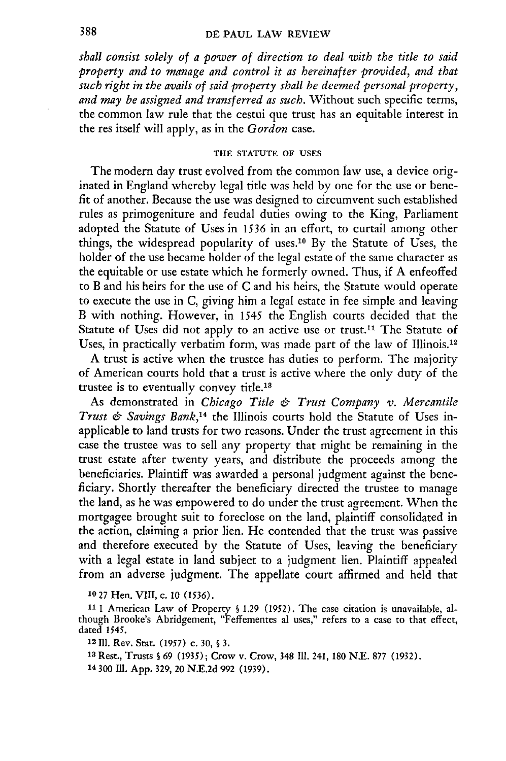*shall consist solely of a power of direction to deal with the title to said property and to manage and control it as hereinafter provided, and that such right in the avails of said property shall be deemed personal property, and may be assigned and transferred as such.* Without such specific terms, the common law rule that the cestui que trust has an equitable interest in the res itself will apply, as in the *Gordon* case.

### THE STATUTE OF USES

The modern day trust evolved from the common law use, a device originated in England whereby legal title was held by one for the use or benefit of another. Because the use was designed to circumvent such established rules as primogeniture and feudal duties owing to the King, Parliament adopted the Statute of Uses in 1536 in an effort, to curtail among other things, the widespread popularity of uses.[10] By the Statute of Uses, the holder of the use became holder of the legal estate of the same character as the equitable or use estate which he formerly owned. Thus, if A enfeoffed to B and his heirs for the use of C and his heirs, the Statute would operate to execute the use in C, giving him a legal estate in fee simple and leaving B with nothing. However, in 1545 the English courts decided that the Statute of Uses did not apply to an active use or trust.[11] The Statute of Uses, in practically verbatim form, was made part of the law of Illinois.[12]

A trust is active when the trustee has duties to perform. The majority of American courts hold that a trust is active where the only duty of the trustee is to eventually convey title.[13]

As demonstrated in *Chicago Title & Trust Company v. Mercantile Trust & Savings Bank*,[14] the Illinois courts hold the Statute of Uses inapplicable to land trusts for two reasons. Under the trust agreement in this case the trustee was to sell any property that might be remaining in the trust estate after twenty years, and distribute the proceeds among the beneficiaries. Plaintiff was awarded a personal judgment against the beneficiary. Shortly thereafter the beneficiary directed the trustee to manage the land, as he was empowered to do under the trust agreement. When the mortgagee brought suit to foreclose on the land, plaintiff consolidated in the action, claiming a prior lien. He contended that the trust was passive and therefore executed by the Statute of Uses, leaving the beneficiary with a legal estate in land subject to a judgment lien. Plaintiff appealed from an adverse judgment. The appellate court affirmed and held that

[10] 27 Hen. VIII, c. 10 (1536).

[11] 1 American Law of Property § 1.29 (1952). The case citation is unavailable, although Brooke's Abridgement, "Feffementes al uses," refers to a case to that effect, dated 1545.

[12] Ill. Rev. Stat. (1957) c. 30, § 3.

[13] Rest., Trusts § 69 (1935); Crow v. Crow, 348 Ill. 241, 180 N.E. 877 (1932).

[14] 300 Ill. App. 329, 20 N.E.2d 992 (1939).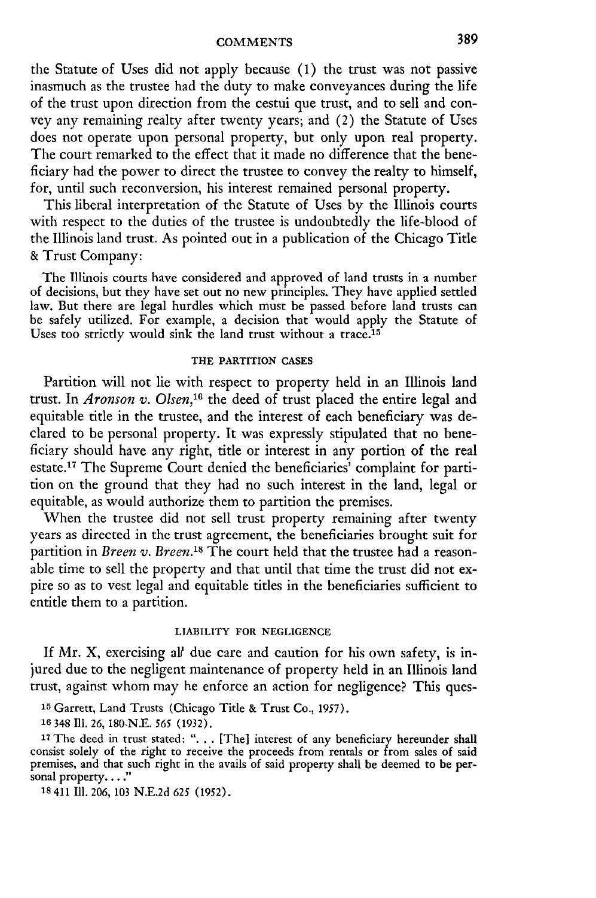the Statute of Uses did not apply because (1) the trust was not passive inasmuch as the trustee had the duty to make conveyances during the life of the trust upon direction from the cestui que trust, and to sell and convey any remaining realty after twenty years; and (2) the Statute of Uses does not operate upon personal property, but only upon real property. The court remarked to the effect that it made no difference that the beneficiary had the power to direct the trustee to convey the realty to himself, for, until such reconversion, his interest remained personal property.

This liberal interpretation of the Statute of Uses by the Illinois courts with respect to the duties of the trustee is undoubtedly the life-blood of the Illinois land trust. As pointed out in a publication of the Chicago Title & Trust Company:

> The Illinois courts have considered and approved of land trusts in a number of decisions, but they have set out no new principles. They have applied settled law. But there are legal hurdles which must be passed before land trusts can be safely utilized. For example, a decision that would apply the Statute of Uses too strictly would sink the land trust without a trace.[15]

### THE PARTITION CASES

Partition will not lie with respect to property held in an Illinois land trust. In *Aronson v. Olsen*,[16] the deed of trust placed the entire legal and equitable title in the trustee, and the interest of each beneficiary was declared to be personal property. It was expressly stipulated that no beneficiary should have any right, title or interest in any portion of the real estate.[17] The Supreme Court denied the beneficiaries' complaint for partition on the ground that they had no such interest in the land, legal or equitable, as would authorize them to partition the premises.

When the trustee did not sell trust property remaining after twenty years as directed in the trust agreement, the beneficiaries brought suit for partition in *Breen v. Breen*.[18] The court held that the trustee had a reasonable time to sell the property and that until that time the trust did not expire so as to vest legal and equitable titles in the beneficiaries sufficient to entitle them to a partition.

### LIABILITY FOR NEGLIGENCE

If Mr. X, exercising all due care and caution for his own safety, is injured due to the negligent maintenance of property held in an Illinois land trust, against whom may he enforce an action for negligence? This ques-

---

[15] Garrett, Land Trusts (Chicago Title & Trust Co., 1957).

[16] 348 Ill. 26, 180 N.E. 565 (1932).

[17] The deed in trust stated: ". . . [The] interest of any beneficiary hereunder shall consist solely of the right to receive the proceeds from rentals or from sales of said premises, and that such right in the avails of said property shall be deemed to be personal property. . . ."

[18] 411 Ill. 206, 103 N.E.2d 625 (1952).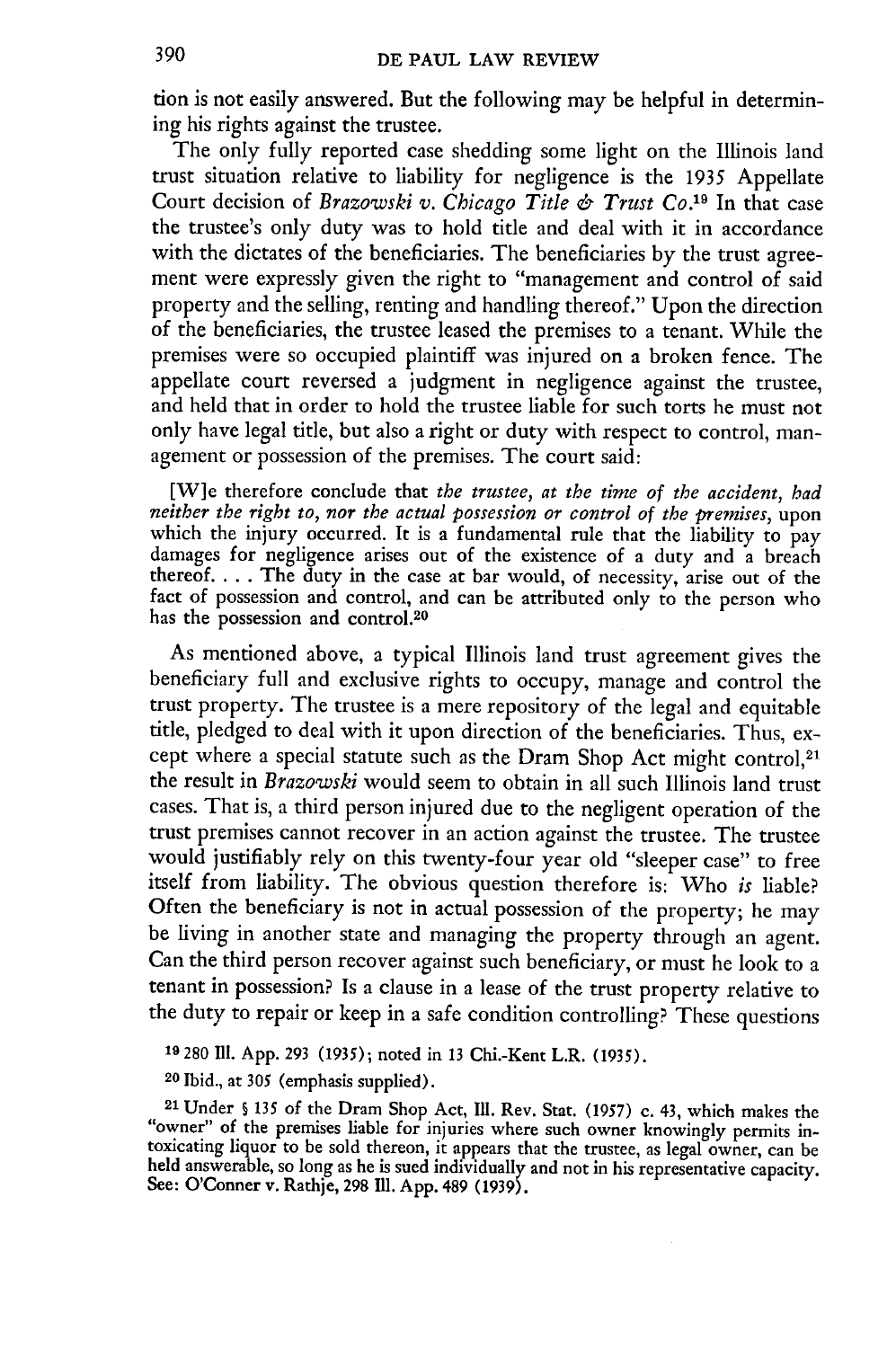tion is not easily answered. But the following may be helpful in determining his rights against the trustee.

The only fully reported case shedding some light on the Illinois land trust situation relative to liability for negligence is the 1935 Appellate Court decision of *Brazowski v. Chicago Title & Trust Co.*[19] In that case the trustee's only duty was to hold title and deal with it in accordance with the dictates of the beneficiaries. The beneficiaries by the trust agreement were expressly given the right to "management and control of said property and the selling, renting and handling thereof." Upon the direction of the beneficiaries, the trustee leased the premises to a tenant. While the premises were so occupied plaintiff was injured on a broken fence. The appellate court reversed a judgment in negligence against the trustee, and held that in order to hold the trustee liable for such torts he must not only have legal title, but also a right or duty with respect to control, management or possession of the premises. The court said:

> [W]e therefore conclude that *the trustee, at the time of the accident, had neither the right to, nor the actual possession or control of the premises,* upon which the injury occurred. It is a fundamental rule that the liability to pay damages for negligence arises out of the existence of a duty and a breach thereof. . . . The duty in the case at bar would, of necessity, arise out of the fact of possession and control, and can be attributed only to the person who has the possession and control.[20]

As mentioned above, a typical Illinois land trust agreement gives the beneficiary full and exclusive rights to occupy, manage and control the trust property. The trustee is a mere repository of the legal and equitable title, pledged to deal with it upon direction of the beneficiaries. Thus, except where a special statute such as the Dram Shop Act might control,[21] the result in *Brazowski* would seem to obtain in all such Illinois land trust cases. That is, a third person injured due to the negligent operation of the trust premises cannot recover in an action against the trustee. The trustee would justifiably rely on this twenty-four year old "sleeper case" to free itself from liability. The obvious question therefore is: Who *is* liable? Often the beneficiary is not in actual possession of the property; he may be living in another state and managing the property through an agent. Can the third person recover against such beneficiary, or must he look to a tenant in possession? Is a clause in a lease of the trust property relative to the duty to repair or keep in a safe condition controlling? These questions

[19] 280 Ill. App. 293 (1935); noted in 13 Chi.-Kent L.R. (1935).

[20] Ibid., at 305 (emphasis supplied).

[21] Under § 135 of the Dram Shop Act, Ill. Rev. Stat. (1957) c. 43, which makes the "owner" of the premises liable for injuries where such owner knowingly permits intoxicating liquor to be sold thereon, it appears that the trustee, as legal owner, can be held answerable, so long as he is sued individually and not in his representative capacity. See: O'Conner v. Rathje, 298 Ill. App. 489 (1939).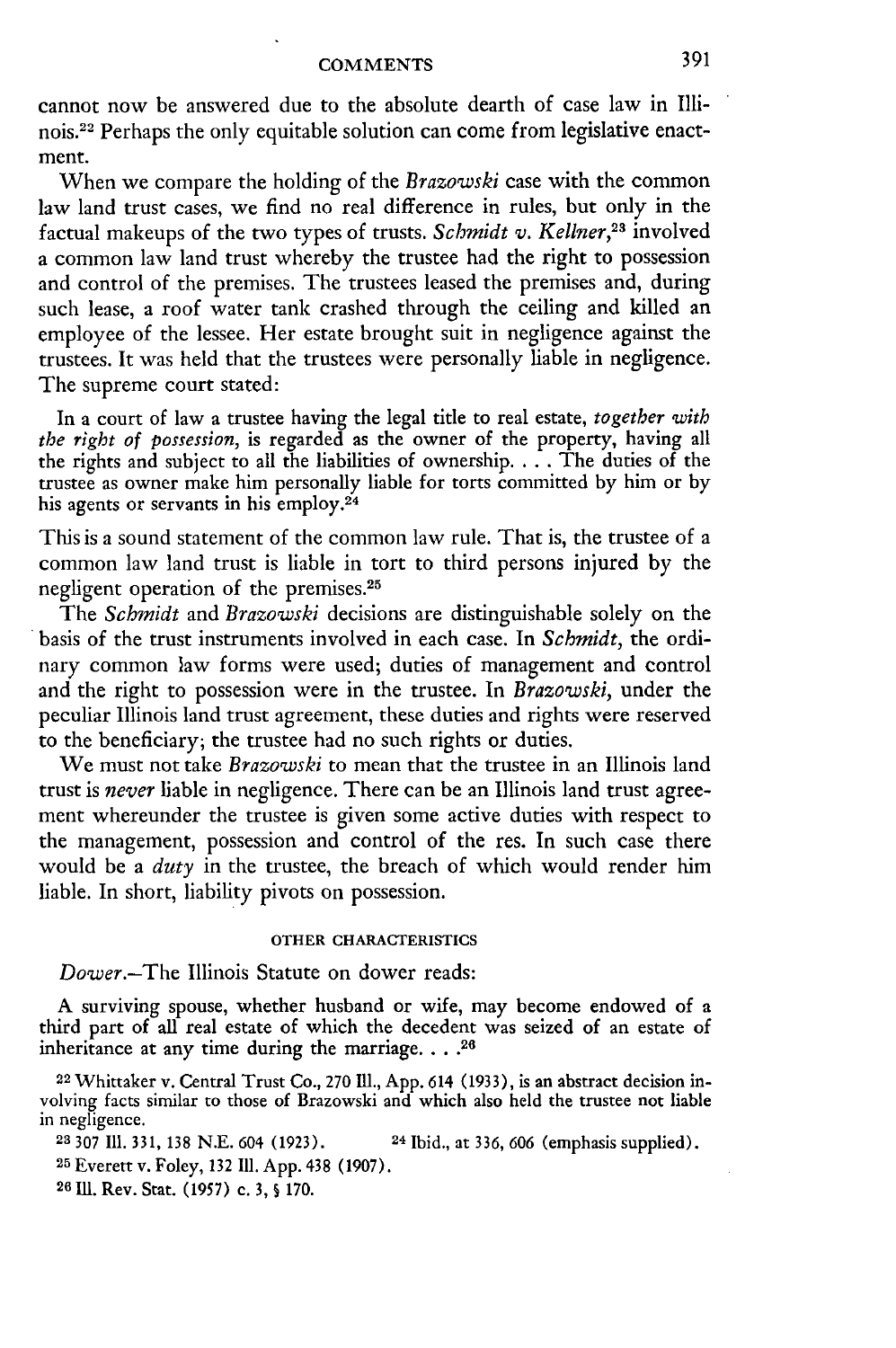cannot now be answered due to the absolute dearth of case law in Illinois.[22] Perhaps the only equitable solution can come from legislative enactment.

When we compare the holding of the *Brazowski* case with the common law land trust cases, we find no real difference in rules, but only in the factual makeups of the two types of trusts. *Schmidt v. Kellner*,[23] involved a common law land trust whereby the trustee had the right to possession and control of the premises. The trustees leased the premises and, during such lease, a roof water tank crashed through the ceiling and killed an employee of the lessee. Her estate brought suit in negligence against the trustees. It was held that the trustees were personally liable in negligence. The supreme court stated:

> In a court of law a trustee having the legal title to real estate, *together with the right of possession*, is regarded as the owner of the property, having all the rights and subject to all the liabilities of ownership. . . . The duties of the trustee as owner make him personally liable for torts committed by him or by his agents or servants in his employ.[24]

This is a sound statement of the common law rule. That is, the trustee of a common law land trust is liable in tort to third persons injured by the negligent operation of the premises.[25]

The *Schmidt* and *Brazowski* decisions are distinguishable solely on the basis of the trust instruments involved in each case. In *Schmidt*, the ordinary common law forms were used; duties of management and control and the right to possession were in the trustee. In *Brazowski*, under the peculiar Illinois land trust agreement, these duties and rights were reserved to the beneficiary; the trustee had no such rights or duties.

We must not take *Brazowski* to mean that the trustee in an Illinois land trust is *never* liable in negligence. There can be an Illinois land trust agreement whereunder the trustee is given some active duties with respect to the management, possession and control of the res. In such case there would be a *duty* in the trustee, the breach of which would render him liable. In short, liability pivots on possession.

### OTHER CHARACTERISTICS

*Dower*.—The Illinois Statute on dower reads:

> A surviving spouse, whether husband or wife, may become endowed of a third part of all real estate of which the decedent was seized of an estate of inheritance at any time during the marriage. . . .[26]

---

[22] Whittaker v. Central Trust Co., 270 Ill., App. 614 (1933), is an abstract decision involving facts similar to those of Brazowski and which also held the trustee not liable in negligence.

[23] 307 Ill. 331, 138 N.E. 604 (1923).

[24] Ibid., at 336, 606 (emphasis supplied).

[25] Everett v. Foley, 132 Ill. App. 438 (1907).

[26] Ill. Rev. Stat. (1957) c. 3, § 170.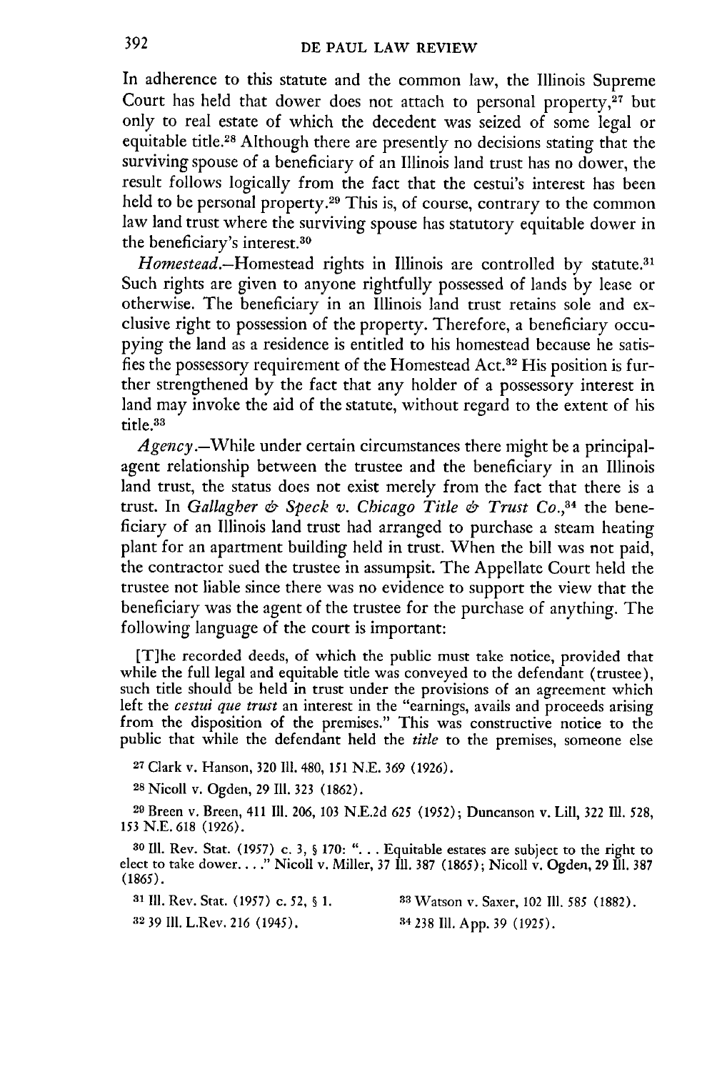In adherence to this statute and the common law, the Illinois Supreme Court has held that dower does not attach to personal property,[27] but only to real estate of which the decedent was seized of some legal or equitable title.[28] Although there are presently no decisions stating that the surviving spouse of a beneficiary of an Illinois land trust has no dower, the result follows logically from the fact that the cestui's interest has been held to be personal property.[29] This is, of course, contrary to the common law land trust where the surviving spouse has statutory equitable dower in the beneficiary's interest.[30]

*Homestead.*—Homestead rights in Illinois are controlled by statute.[31] Such rights are given to anyone rightfully possessed of lands by lease or otherwise. The beneficiary in an Illinois land trust retains sole and exclusive right to possession of the property. Therefore, a beneficiary occupying the land as a residence is entitled to his homestead because he satisfies the possessory requirement of the Homestead Act.[32] His position is further strengthened by the fact that any holder of a possessory interest in land may invoke the aid of the statute, without regard to the extent of his title.[33]

*Agency.*—While under certain circumstances there might be a principal-agent relationship between the trustee and the beneficiary in an Illinois land trust, the status does not exist merely from the fact that there is a trust. In *Gallagher & Speck v. Chicago Title & Trust Co.*,[34] the beneficiary of an Illinois land trust had arranged to purchase a steam heating plant for an apartment building held in trust. When the bill was not paid, the contractor sued the trustee in assumpsit. The Appellate Court held the trustee not liable since there was no evidence to support the view that the beneficiary was the agent of the trustee for the purchase of anything. The following language of the court is important:

> [T]he recorded deeds, of which the public must take notice, provided that while the full legal and equitable title was conveyed to the defendant (trustee), such title should be held in trust under the provisions of an agreement which left the *cestui que trust* an interest in the "earnings, avails and proceeds arising from the disposition of the premises." This was constructive notice to the public that while the defendant held the *title* to the premises, someone else

[27] Clark v. Hanson, 320 Ill. 480, 151 N.E. 369 (1926).

[28] Nicoll v. Ogden, 29 Ill. 323 (1862).

[29] Breen v. Breen, 411 Ill. 206, 103 N.E.2d 625 (1952); Duncanson v. Lill, 322 Ill. 528, 153 N.E. 618 (1926).

[30] Ill. Rev. Stat. (1957) c. 3, § 170: ". . . Equitable estates are subject to the right to elect to take dower. . . ." Nicoll v. Miller, 37 Ill. 387 (1865); Nicoll v. Ogden, 29 Ill. 387 (1865).

[31] Ill. Rev. Stat. (1957) c. 52, § 1.

[32] 39 Ill. L.Rev. 216 (1945).

[33] Watson v. Saxer, 102 Ill. 585 (1882).

[34] 238 Ill. App. 39 (1925).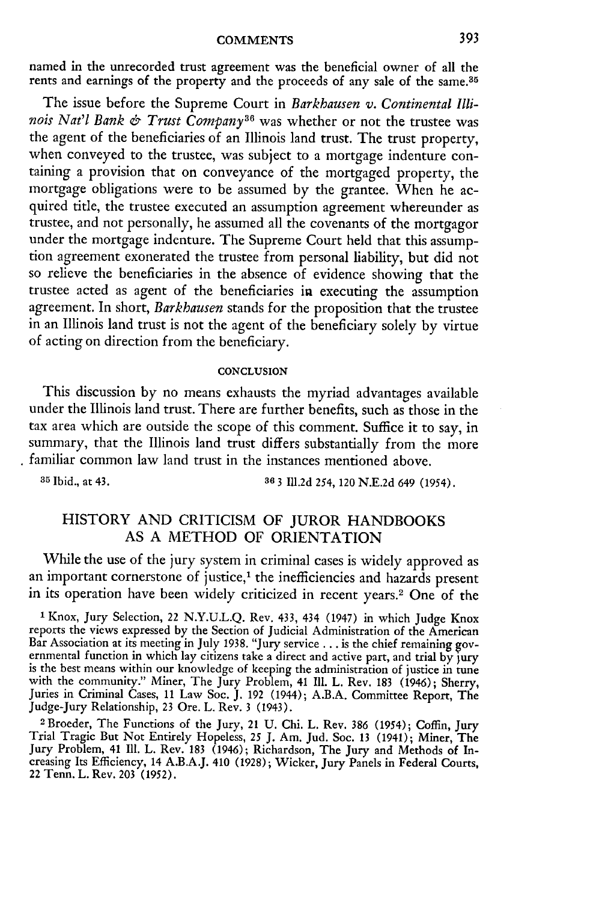named in the unrecorded trust agreement was the beneficial owner of all the rents and earnings of the property and the proceeds of any sale of the same.[35]

The issue before the Supreme Court in *Barkhausen v. Continental Illinois Nat'l Bank & Trust Company*[36] was whether or not the trustee was the agent of the beneficiaries of an Illinois land trust. The trust property, when conveyed to the trustee, was subject to a mortgage indenture containing a provision that on conveyance of the mortgaged property, the mortgage obligations were to be assumed by the grantee. When he acquired title, the trustee executed an assumption agreement whereunder as trustee, and not personally, he assumed all the covenants of the mortgagor under the mortgage indenture. The Supreme Court held that this assumption agreement exonerated the trustee from personal liability, but did not so relieve the beneficiaries in the absence of evidence showing that the trustee acted as agent of the beneficiaries in executing the assumption agreement. In short, *Barkhausen* stands for the proposition that the trustee in an Illinois land trust is not the agent of the beneficiary solely by virtue of acting on direction from the beneficiary.

### CONCLUSION

This discussion by no means exhausts the myriad advantages available under the Illinois land trust. There are further benefits, such as those in the tax area which are outside the scope of this comment. Suffice it to say, in summary, that the Illinois land trust differs substantially from the more familiar common law land trust in the instances mentioned above.

[35] Ibid., at 43.

[36] 3 Ill.2d 254, 120 N.E.2d 649 (1954).

## HISTORY AND CRITICISM OF JUROR HANDBOOKS AS A METHOD OF ORIENTATION

While the use of the jury system in criminal cases is widely approved as an important cornerstone of justice,[1] the inefficiencies and hazards present in its operation have been widely criticized in recent years.[2] One of the

[1] Knox, Jury Selection, 22 N.Y.U.L.Q. Rev. 433, 434 (1947) in which Judge Knox reports the views expressed by the Section of Judicial Administration of the American Bar Association at its meeting in July 1938. "Jury service . . . is the chief remaining governmental function in which lay citizens take a direct and active part, and trial by jury is the best means within our knowledge of keeping the administration of justice in tune with the community." Miner, The Jury Problem, 41 Ill. L. Rev. 183 (1946); Sherry, Juries in Criminal Cases, 11 Law Soc. J. 192 (1944); A.B.A. Committee Report, The Judge-Jury Relationship, 23 Ore. L. Rev. 3 (1943).

[2] Broeder, The Functions of the Jury, 21 U. Chi. L. Rev. 386 (1954); Coffin, Jury Trial Tragic But Not Entirely Hopeless, 25 J. Am. Jud. Soc. 13 (1941); Miner, The Jury Problem, 41 Ill. L. Rev. 183 (1946); Richardson, The Jury and Methods of Increasing Its Efficiency, 14 A.B.A.J. 410 (1928); Wicker, Jury Panels in Federal Courts, 22 Tenn. L. Rev. 203 (1952).